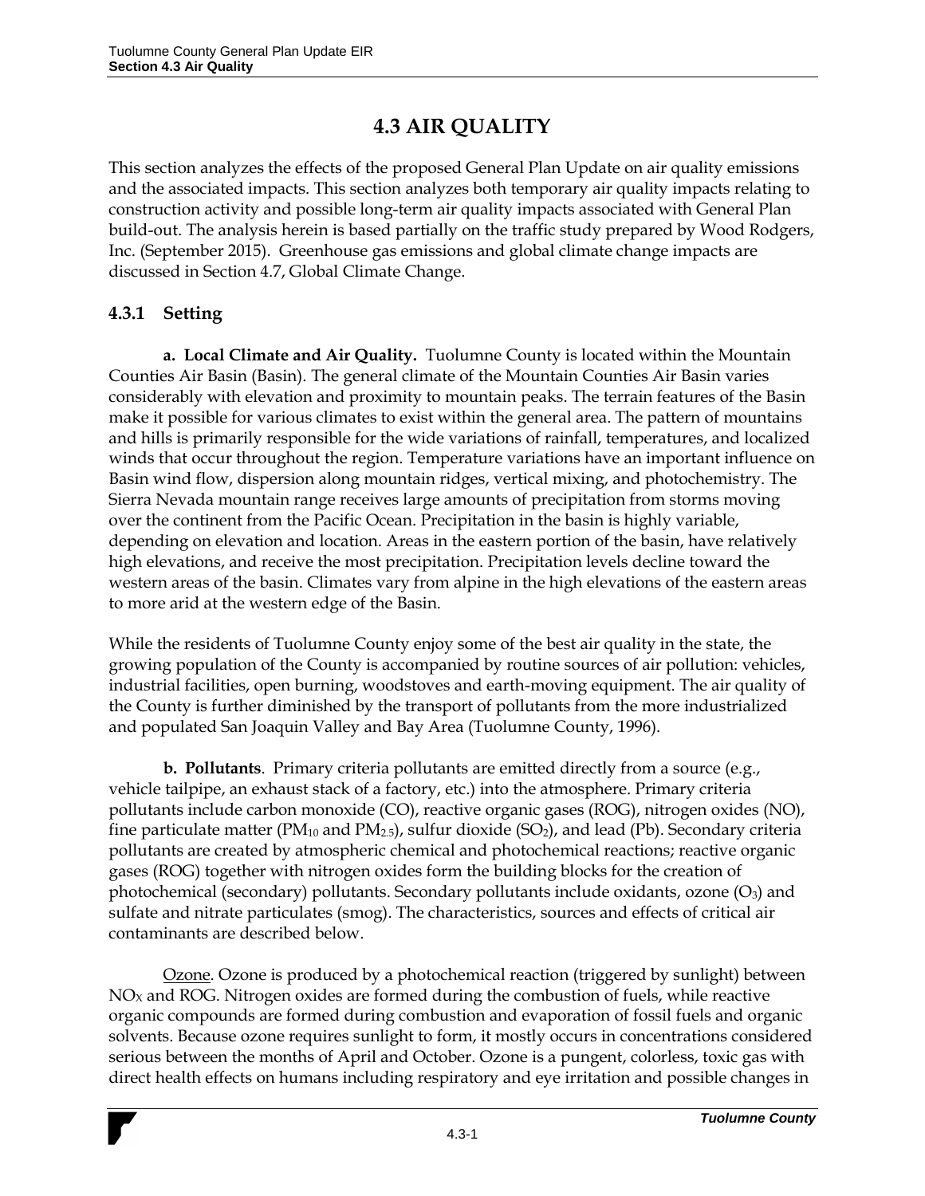# 4.3 AIR QUALITY

This section analyzes the effects of the proposed General Plan Update on air quality emissions and the associated impacts. This section analyzes both temporary air quality impacts relating to construction activity and possible long-term air quality impacts associated with General Plan build-out. The analysis herein is based partially on the traffic study prepared by Wood Rodgers, Inc. (September 2015). Greenhouse gas emissions and global climate change impacts are discussed in Section 4.7, Global Climate Change.

## 4.3.1 Setting

**a. Local Climate and Air Quality.** Tuolumne County is located within the Mountain Counties Air Basin (Basin). The general climate of the Mountain Counties Air Basin varies considerably with elevation and proximity to mountain peaks. The terrain features of the Basin make it possible for various climates to exist within the general area. The pattern of mountains and hills is primarily responsible for the wide variations of rainfall, temperatures, and localized winds that occur throughout the region. Temperature variations have an important influence on Basin wind flow, dispersion along mountain ridges, vertical mixing, and photochemistry. The Sierra Nevada mountain range receives large amounts of precipitation from storms moving over the continent from the Pacific Ocean. Precipitation in the basin is highly variable, depending on elevation and location. Areas in the eastern portion of the basin, have relatively high elevations, and receive the most precipitation. Precipitation levels decline toward the western areas of the basin. Climates vary from alpine in the high elevations of the eastern areas to more arid at the western edge of the Basin.

While the residents of Tuolumne County enjoy some of the best air quality in the state, the growing population of the County is accompanied by routine sources of air pollution: vehicles, industrial facilities, open burning, woodstoves and earth-moving equipment. The air quality of the County is further diminished by the transport of pollutants from the more industrialized and populated San Joaquin Valley and Bay Area (Tuolumne County, 1996).

**b. Pollutants**. Primary criteria pollutants are emitted directly from a source (e.g., vehicle tailpipe, an exhaust stack of a factory, etc.) into the atmosphere. Primary criteria pollutants include carbon monoxide (CO), reactive organic gases (ROG), nitrogen oxides (NO), fine particulate matter ($PM_{10}$ and $PM_{2.5}$), sulfur dioxide ($SO_2$), and lead (Pb). Secondary criteria pollutants are created by atmospheric chemical and photochemical reactions; reactive organic gases (ROG) together with nitrogen oxides form the building blocks for the creation of photochemical (secondary) pollutants. Secondary pollutants include oxidants, ozone ($O_3$) and sulfate and nitrate particulates (smog). The characteristics, sources and effects of critical air contaminants are described below.

<u>Ozone</u>. Ozone is produced by a photochemical reaction (triggered by sunlight) between $NO_X$ and ROG. Nitrogen oxides are formed during the combustion of fuels, while reactive organic compounds are formed during combustion and evaporation of fossil fuels and organic solvents. Because ozone requires sunlight to form, it mostly occurs in concentrations considered serious between the months of April and October. Ozone is a pungent, colorless, toxic gas with direct health effects on humans including respiratory and eye irritation and possible changes in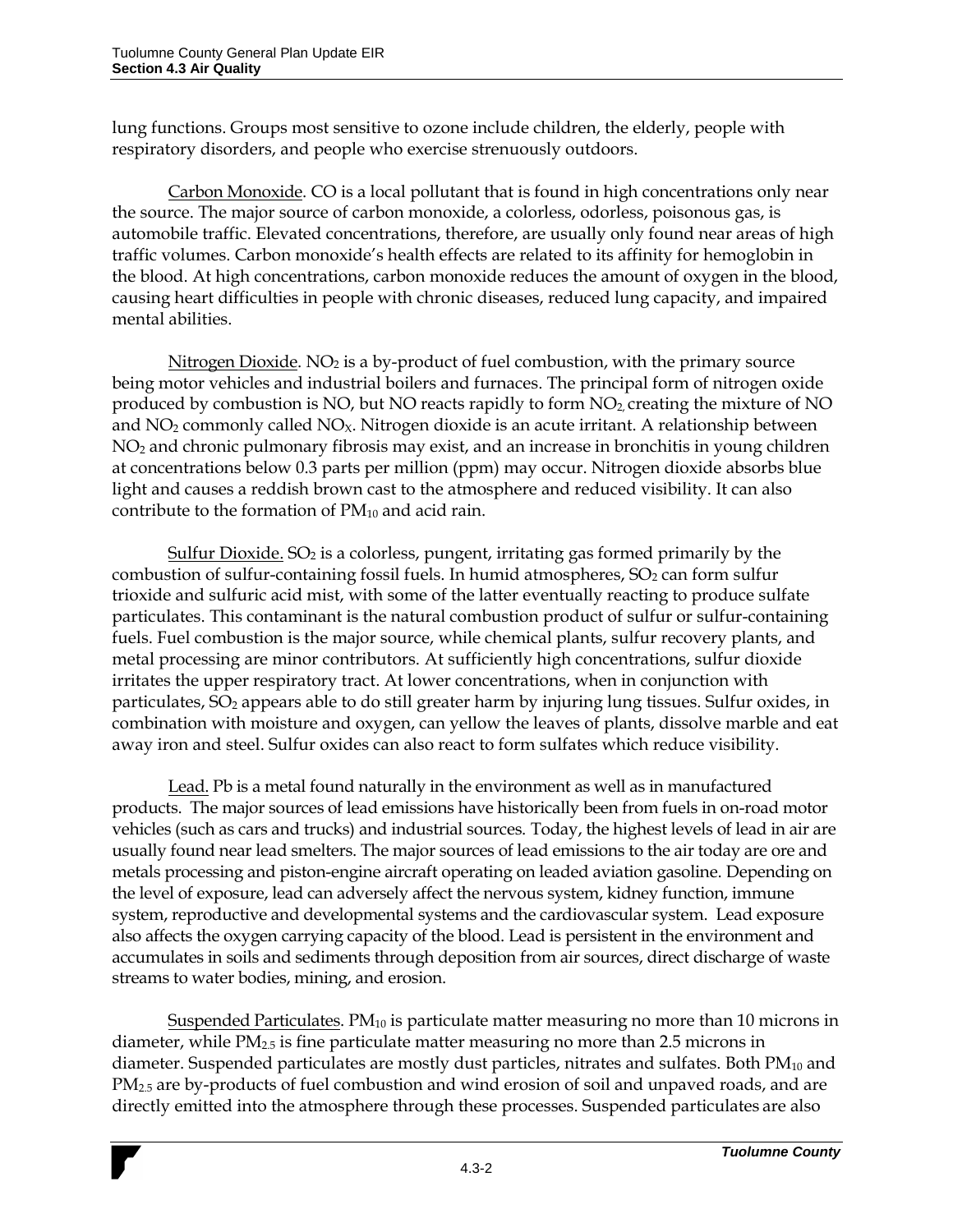lung functions. Groups most sensitive to ozone include children, the elderly, people with respiratory disorders, and people who exercise strenuously outdoors.

Carbon Monoxide. CO is a local pollutant that is found in high concentrations only near the source. The major source of carbon monoxide, a colorless, odorless, poisonous gas, is automobile traffic. Elevated concentrations, therefore, are usually only found near areas of high traffic volumes. Carbon monoxide's health effects are related to its affinity for hemoglobin in the blood. At high concentrations, carbon monoxide reduces the amount of oxygen in the blood, causing heart difficulties in people with chronic diseases, reduced lung capacity, and impaired mental abilities.

Nitrogen Dioxide. $NO_2$ is a by-product of fuel combustion, with the primary source being motor vehicles and industrial boilers and furnaces. The principal form of nitrogen oxide produced by combustion is NO, but NO reacts rapidly to form $NO_2$, creating the mixture of NO and $NO_2$ commonly called $NO_X$. Nitrogen dioxide is an acute irritant. A relationship between $NO_2$ and chronic pulmonary fibrosis may exist, and an increase in bronchitis in young children at concentrations below 0.3 parts per million (ppm) may occur. Nitrogen dioxide absorbs blue light and causes a reddish brown cast to the atmosphere and reduced visibility. It can also contribute to the formation of $PM_{10}$ and acid rain.

Sulfur Dioxide. $SO_2$ is a colorless, pungent, irritating gas formed primarily by the combustion of sulfur-containing fossil fuels. In humid atmospheres, $SO_2$ can form sulfur trioxide and sulfuric acid mist, with some of the latter eventually reacting to produce sulfate particulates. This contaminant is the natural combustion product of sulfur or sulfur-containing fuels. Fuel combustion is the major source, while chemical plants, sulfur recovery plants, and metal processing are minor contributors. At sufficiently high concentrations, sulfur dioxide irritates the upper respiratory tract. At lower concentrations, when in conjunction with particulates, $SO_2$ appears able to do still greater harm by injuring lung tissues. Sulfur oxides, in combination with moisture and oxygen, can yellow the leaves of plants, dissolve marble and eat away iron and steel. Sulfur oxides can also react to form sulfates which reduce visibility.

Lead. Pb is a metal found naturally in the environment as well as in manufactured products. The major sources of lead emissions have historically been from fuels in on-road motor vehicles (such as cars and trucks) and industrial sources. Today, the highest levels of lead in air are usually found near lead smelters. The major sources of lead emissions to the air today are ore and metals processing and piston-engine aircraft operating on leaded aviation gasoline. Depending on the level of exposure, lead can adversely affect the nervous system, kidney function, immune system, reproductive and developmental systems and the cardiovascular system. Lead exposure also affects the oxygen carrying capacity of the blood. Lead is persistent in the environment and accumulates in soils and sediments through deposition from air sources, direct discharge of waste streams to water bodies, mining, and erosion.

Suspended Particulates. $PM_{10}$ is particulate matter measuring no more than 10 microns in diameter, while $PM_{2.5}$ is fine particulate matter measuring no more than 2.5 microns in diameter. Suspended particulates are mostly dust particles, nitrates and sulfates. Both $PM_{10}$ and $PM_{2.5}$ are by-products of fuel combustion and wind erosion of soil and unpaved roads, and are directly emitted into the atmosphere through these processes. Suspended particulates are also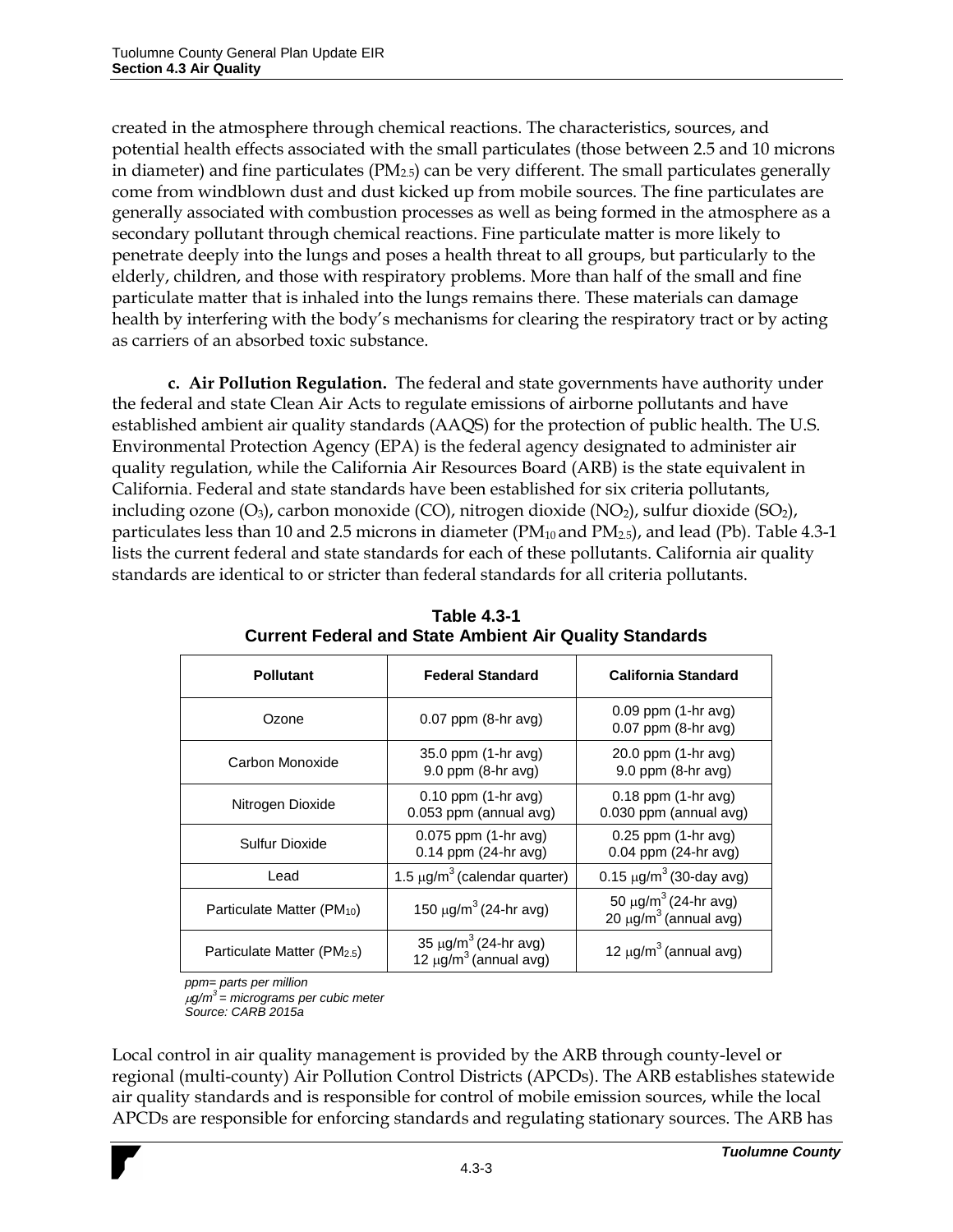created in the atmosphere through chemical reactions. The characteristics, sources, and potential health effects associated with the small particulates (those between 2.5 and 10 microns in diameter) and fine particulates ($PM_{2.5}$) can be very different. The small particulates generally come from windblown dust and dust kicked up from mobile sources. The fine particulates are generally associated with combustion processes as well as being formed in the atmosphere as a secondary pollutant through chemical reactions. Fine particulate matter is more likely to penetrate deeply into the lungs and poses a health threat to all groups, but particularly to the elderly, children, and those with respiratory problems. More than half of the small and fine particulate matter that is inhaled into the lungs remains there. These materials can damage health by interfering with the body's mechanisms for clearing the respiratory tract or by acting as carriers of an absorbed toxic substance.

**c. Air Pollution Regulation.** The federal and state governments have authority under the federal and state Clean Air Acts to regulate emissions of airborne pollutants and have established ambient air quality standards (AAQS) for the protection of public health. The U.S. Environmental Protection Agency (EPA) is the federal agency designated to administer air quality regulation, while the California Air Resources Board (ARB) is the state equivalent in California. Federal and state standards have been established for six criteria pollutants, including ozone ($O_3$), carbon monoxide (CO), nitrogen dioxide ($NO_2$), sulfur dioxide ($SO_2$), particulates less than 10 and 2.5 microns in diameter ($PM_{10}$ and $PM_{2.5}$), and lead (Pb). Table 4.3-1 lists the current federal and state standards for each of these pollutants. California air quality standards are identical to or stricter than federal standards for all criteria pollutants.

**Table 4.3-1**
**Current Federal and State Ambient Air Quality Standards**

| Pollutant | Federal Standard | California Standard |
|---|---|---|
| Ozone | 0.07 ppm (8-hr avg) | 0.09 ppm (1-hr avg)<br>0.07 ppm (8-hr avg) |
| Carbon Monoxide | 35.0 ppm (1-hr avg)<br>9.0 ppm (8-hr avg) | 20.0 ppm (1-hr avg)<br>9.0 ppm (8-hr avg) |
| Nitrogen Dioxide | 0.10 ppm (1-hr avg)<br>0.053 ppm (annual avg) | 0.18 ppm (1-hr avg)<br>0.030 ppm (annual avg) |
| Sulfur Dioxide | 0.075 ppm (1-hr avg)<br>0.14 ppm (24-hr avg) | 0.25 ppm (1-hr avg)<br>0.04 ppm (24-hr avg) |
| Lead | 1.5 $\mu g/m^3$ (calendar quarter) | 0.15 $\mu g/m^3$ (30-day avg) |
| Particulate Matter ($PM_{10}$) | 150 $\mu g/m^3$ (24-hr avg) | 50 $\mu g/m^3$ (24-hr avg)<br>20 $\mu g/m^3$ (annual avg) |
| Particulate Matter ($PM_{2.5}$) | 35 $\mu g/m^3$ (24-hr avg)<br>12 $\mu g/m^3$ (annual avg) | 12 $\mu g/m^3$ (annual avg) |

*ppm= parts per million*
*$\mu g/m^3$ = micrograms per cubic meter*
*Source: CARB 2015a*

Local control in air quality management is provided by the ARB through county-level or regional (multi-county) Air Pollution Control Districts (APCDs). The ARB establishes statewide air quality standards and is responsible for control of mobile emission sources, while the local APCDs are responsible for enforcing standards and regulating stationary sources. The ARB has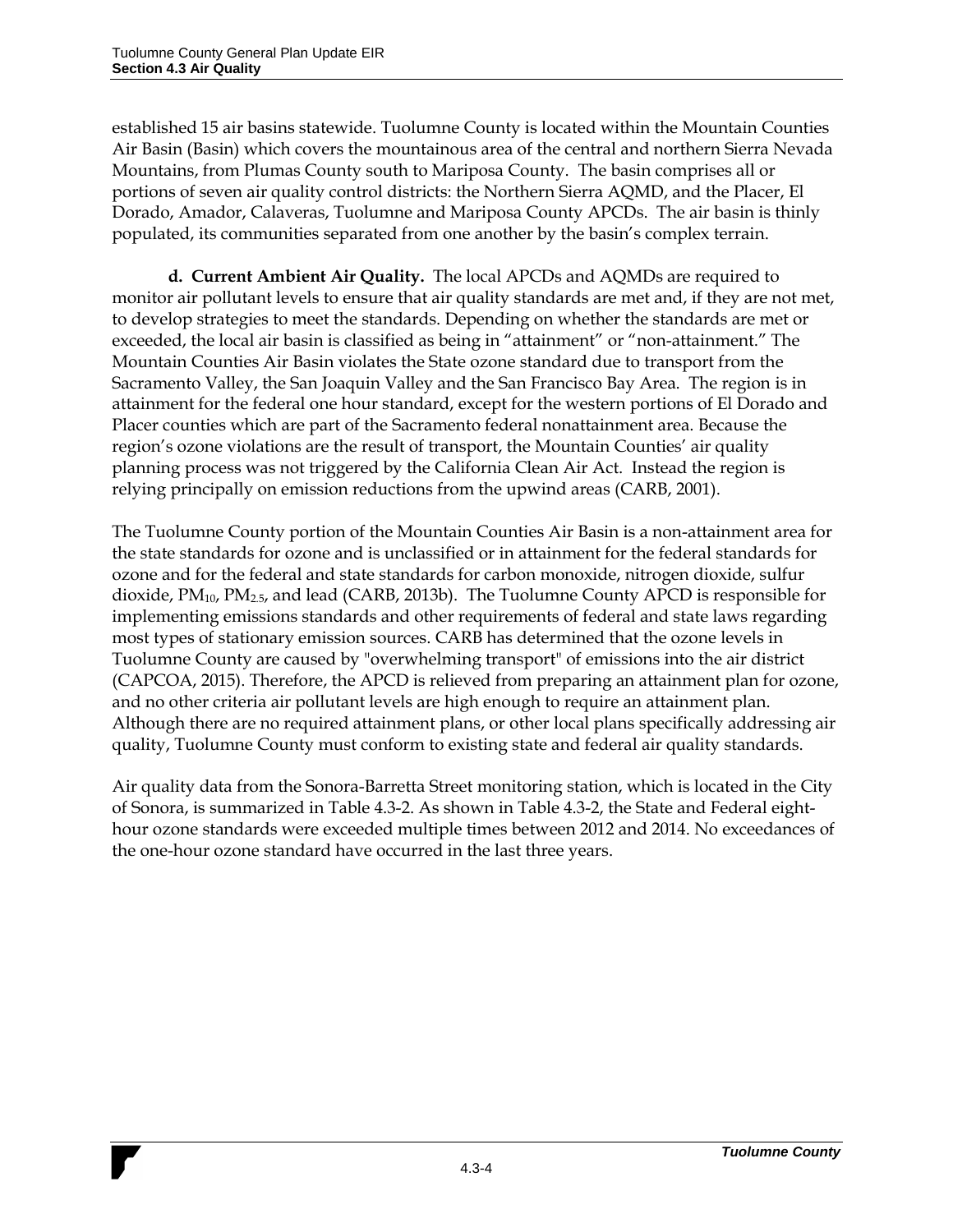established 15 air basins statewide. Tuolumne County is located within the Mountain Counties Air Basin (Basin) which covers the mountainous area of the central and northern Sierra Nevada Mountains, from Plumas County south to Mariposa County. The basin comprises all or portions of seven air quality control districts: the Northern Sierra AQMD, and the Placer, El Dorado, Amador, Calaveras, Tuolumne and Mariposa County APCDs. The air basin is thinly populated, its communities separated from one another by the basin's complex terrain.

**d. Current Ambient Air Quality.** The local APCDs and AQMDs are required to monitor air pollutant levels to ensure that air quality standards are met and, if they are not met, to develop strategies to meet the standards. Depending on whether the standards are met or exceeded, the local air basin is classified as being in "attainment" or "non-attainment." The Mountain Counties Air Basin violates the State ozone standard due to transport from the Sacramento Valley, the San Joaquin Valley and the San Francisco Bay Area. The region is in attainment for the federal one hour standard, except for the western portions of El Dorado and Placer counties which are part of the Sacramento federal nonattainment area. Because the region's ozone violations are the result of transport, the Mountain Counties' air quality planning process was not triggered by the California Clean Air Act. Instead the region is relying principally on emission reductions from the upwind areas (CARB, 2001).

The Tuolumne County portion of the Mountain Counties Air Basin is a non-attainment area for the state standards for ozone and is unclassified or in attainment for the federal standards for ozone and for the federal and state standards for carbon monoxide, nitrogen dioxide, sulfur dioxide, $PM_{10}$, $PM_{2.5}$, and lead (CARB, 2013b). The Tuolumne County APCD is responsible for implementing emissions standards and other requirements of federal and state laws regarding most types of stationary emission sources. CARB has determined that the ozone levels in Tuolumne County are caused by "overwhelming transport" of emissions into the air district (CAPCOA, 2015). Therefore, the APCD is relieved from preparing an attainment plan for ozone, and no other criteria air pollutant levels are high enough to require an attainment plan. Although there are no required attainment plans, or other local plans specifically addressing air quality, Tuolumne County must conform to existing state and federal air quality standards.

Air quality data from the Sonora-Barretta Street monitoring station, which is located in the City of Sonora, is summarized in Table 4.3-2. As shown in Table 4.3-2, the State and Federal eight-hour ozone standards were exceeded multiple times between 2012 and 2014. No exceedances of the one-hour ozone standard have occurred in the last three years.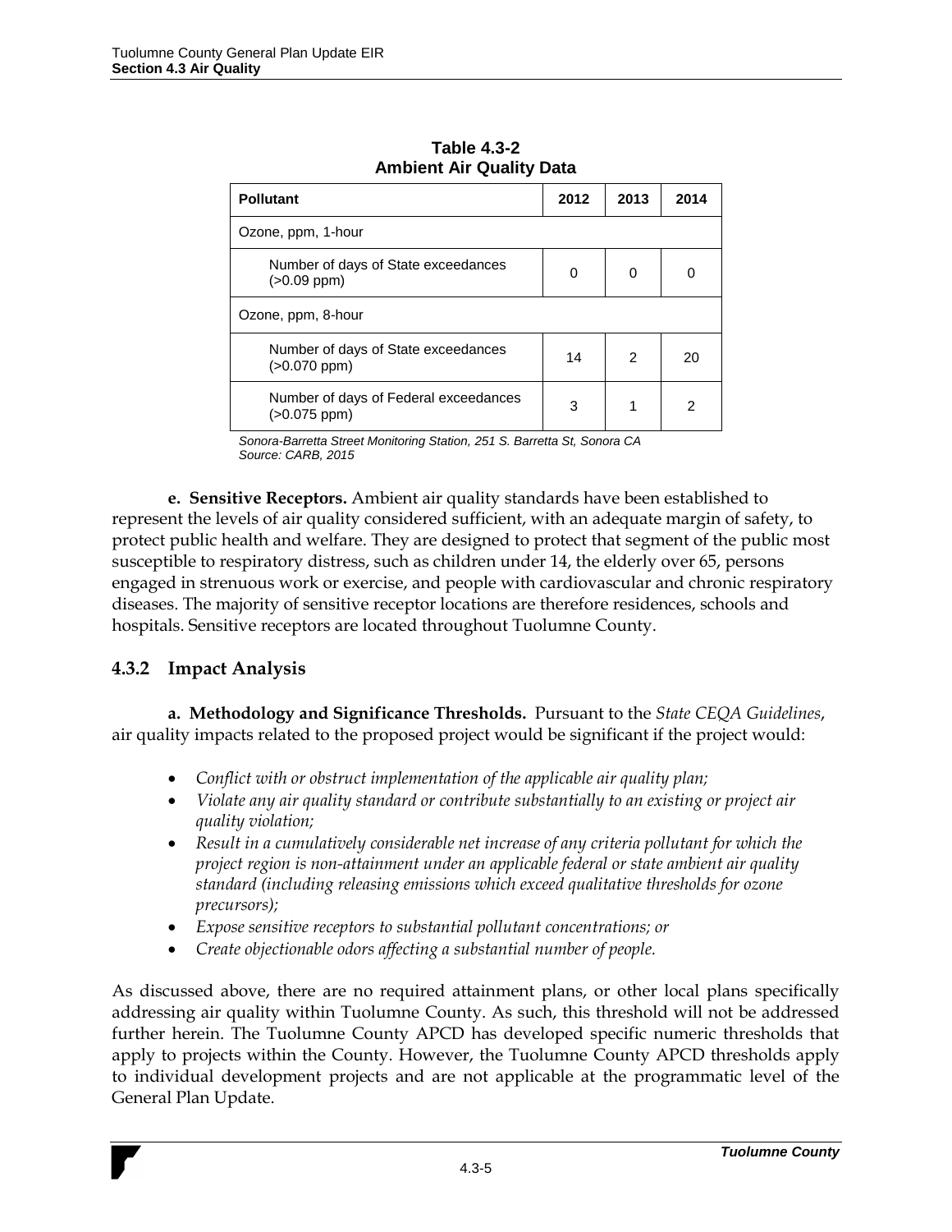**Table 4.3-2**
**Ambient Air Quality Data**

| Pollutant | 2012 | 2013 | 2014 |
|---|---|---|---|
| Ozone, ppm, 1-hour | | | |
| Number of days of State exceedances (>0.09 ppm) | 0 | 0 | 0 |
| Ozone, ppm, 8-hour | | | |
| Number of days of State exceedances (>0.070 ppm) | 14 | 2 | 20 |
| Number of days of Federal exceedances (>0.075 ppm) | 3 | 1 | 2 |

*Sonora-Barretta Street Monitoring Station, 251 S. Barretta St, Sonora CA*
*Source: CARB, 2015*

**e. Sensitive Receptors.** Ambient air quality standards have been established to represent the levels of air quality considered sufficient, with an adequate margin of safety, to protect public health and welfare. They are designed to protect that segment of the public most susceptible to respiratory distress, such as children under 14, the elderly over 65, persons engaged in strenuous work or exercise, and people with cardiovascular and chronic respiratory diseases. The majority of sensitive receptor locations are therefore residences, schools and hospitals. Sensitive receptors are located throughout Tuolumne County.

## 4.3.2 Impact Analysis

**a. Methodology and Significance Thresholds.** Pursuant to the *State CEQA Guidelines*, air quality impacts related to the proposed project would be significant if the project would:

- *Conflict with or obstruct implementation of the applicable air quality plan;*
- *Violate any air quality standard or contribute substantially to an existing or project air quality violation;*
- *Result in a cumulatively considerable net increase of any criteria pollutant for which the project region is non-attainment under an applicable federal or state ambient air quality standard (including releasing emissions which exceed qualitative thresholds for ozone precursors);*
- *Expose sensitive receptors to substantial pollutant concentrations; or*
- *Create objectionable odors affecting a substantial number of people.*

As discussed above, there are no required attainment plans, or other local plans specifically addressing air quality within Tuolumne County. As such, this threshold will not be addressed further herein. The Tuolumne County APCD has developed specific numeric thresholds that apply to projects within the County. However, the Tuolumne County APCD thresholds apply to individual development projects and are not applicable at the programmatic level of the General Plan Update.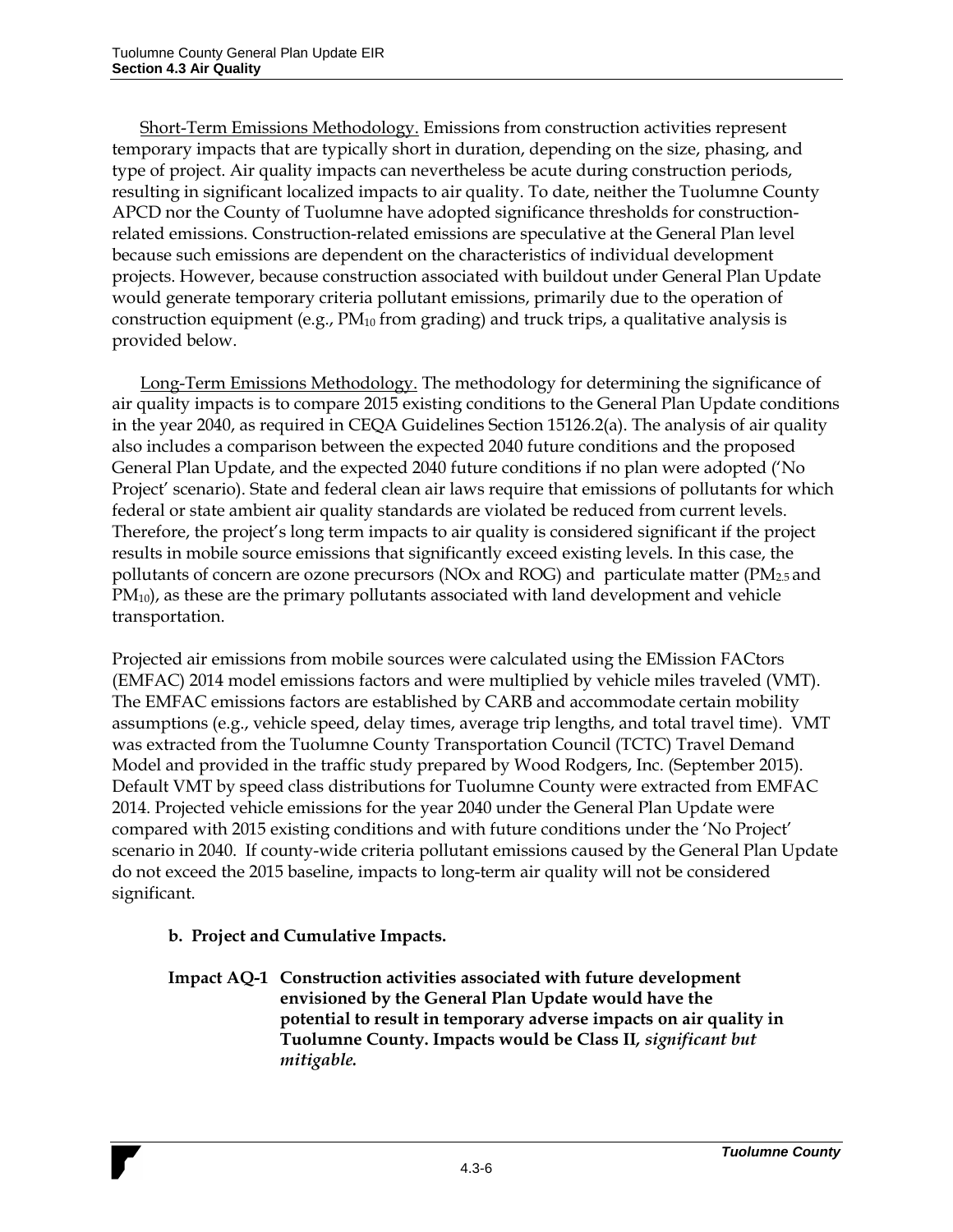Short-Term Emissions Methodology. Emissions from construction activities represent temporary impacts that are typically short in duration, depending on the size, phasing, and type of project. Air quality impacts can nevertheless be acute during construction periods, resulting in significant localized impacts to air quality. To date, neither the Tuolumne County APCD nor the County of Tuolumne have adopted significance thresholds for construction-related emissions. Construction-related emissions are speculative at the General Plan level because such emissions are dependent on the characteristics of individual development projects. However, because construction associated with buildout under General Plan Update would generate temporary criteria pollutant emissions, primarily due to the operation of construction equipment (e.g., $PM_{10}$ from grading) and truck trips, a qualitative analysis is provided below.

Long-Term Emissions Methodology. The methodology for determining the significance of air quality impacts is to compare 2015 existing conditions to the General Plan Update conditions in the year 2040, as required in CEQA Guidelines Section 15126.2(a). The analysis of air quality also includes a comparison between the expected 2040 future conditions and the proposed General Plan Update, and the expected 2040 future conditions if no plan were adopted ('No Project' scenario). State and federal clean air laws require that emissions of pollutants for which federal or state ambient air quality standards are violated be reduced from current levels. Therefore, the project's long term impacts to air quality is considered significant if the project results in mobile source emissions that significantly exceed existing levels. In this case, the pollutants of concern are ozone precursors (NOx and ROG) and particulate matter ($PM_{2.5}$ and $PM_{10}$), as these are the primary pollutants associated with land development and vehicle transportation.

Projected air emissions from mobile sources were calculated using the EMission FACtors (EMFAC) 2014 model emissions factors and were multiplied by vehicle miles traveled (VMT). The EMFAC emissions factors are established by CARB and accommodate certain mobility assumptions (e.g., vehicle speed, delay times, average trip lengths, and total travel time). VMT was extracted from the Tuolumne County Transportation Council (TCTC) Travel Demand Model and provided in the traffic study prepared by Wood Rodgers, Inc. (September 2015). Default VMT by speed class distributions for Tuolumne County were extracted from EMFAC 2014. Projected vehicle emissions for the year 2040 under the General Plan Update were compared with 2015 existing conditions and with future conditions under the 'No Project' scenario in 2040. If county-wide criteria pollutant emissions caused by the General Plan Update do not exceed the 2015 baseline, impacts to long-term air quality will not be considered significant.

**b. Project and Cumulative Impacts.**

**Impact AQ-1 Construction activities associated with future development envisioned by the General Plan Update would have the potential to result in temporary adverse impacts on air quality in Tuolumne County. Impacts would be Class II, *significant but mitigable.***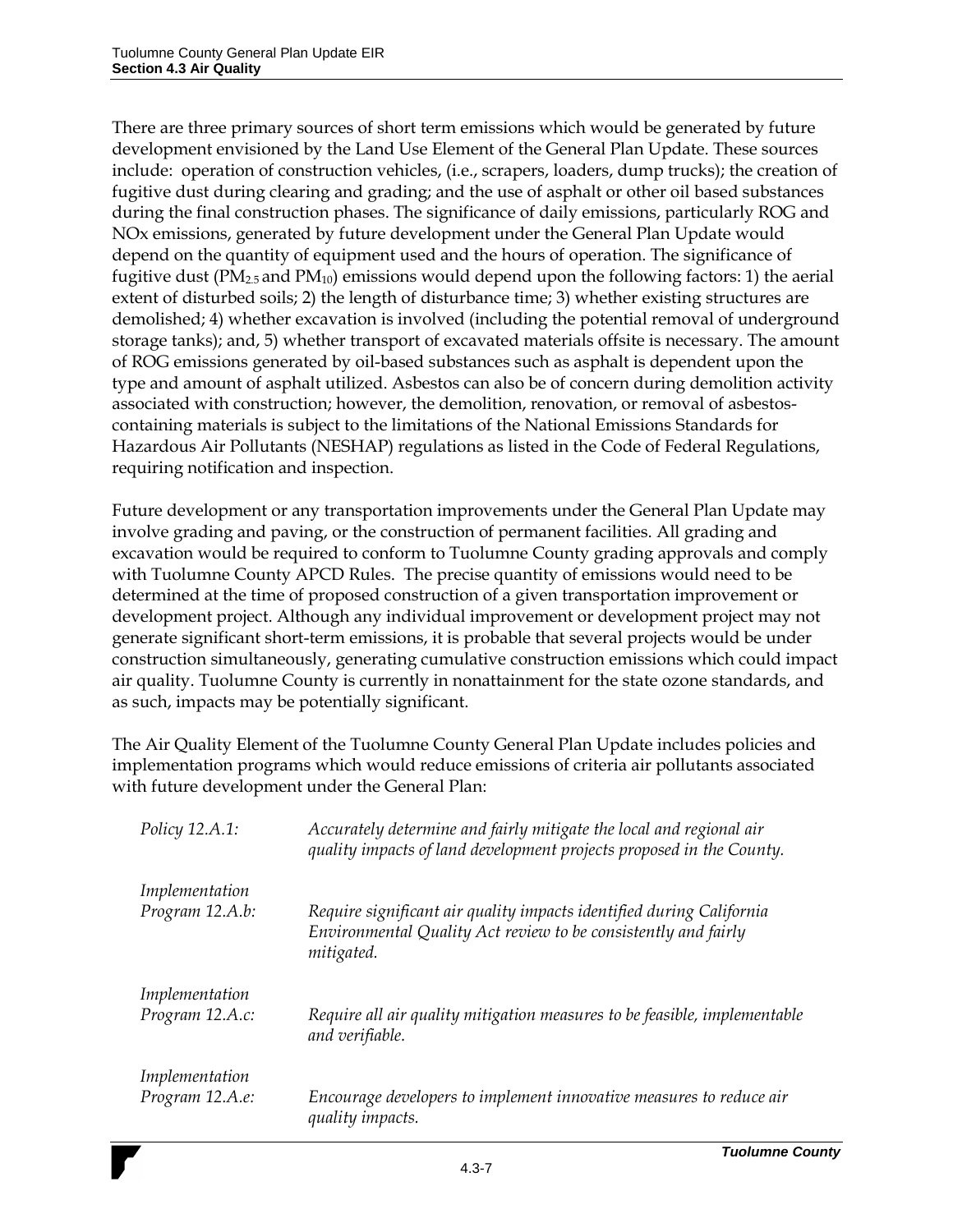There are three primary sources of short term emissions which would be generated by future development envisioned by the Land Use Element of the General Plan Update. These sources include: operation of construction vehicles, (i.e., scrapers, loaders, dump trucks); the creation of fugitive dust during clearing and grading; and the use of asphalt or other oil based substances during the final construction phases. The significance of daily emissions, particularly ROG and NOx emissions, generated by future development under the General Plan Update would depend on the quantity of equipment used and the hours of operation. The significance of fugitive dust ($PM_{2.5}$ and $PM_{10}$) emissions would depend upon the following factors: 1) the aerial extent of disturbed soils; 2) the length of disturbance time; 3) whether existing structures are demolished; 4) whether excavation is involved (including the potential removal of underground storage tanks); and, 5) whether transport of excavated materials offsite is necessary. The amount of ROG emissions generated by oil-based substances such as asphalt is dependent upon the type and amount of asphalt utilized. Asbestos can also be of concern during demolition activity associated with construction; however, the demolition, renovation, or removal of asbestos-containing materials is subject to the limitations of the National Emissions Standards for Hazardous Air Pollutants (NESHAP) regulations as listed in the Code of Federal Regulations, requiring notification and inspection.

Future development or any transportation improvements under the General Plan Update may involve grading and paving, or the construction of permanent facilities. All grading and excavation would be required to conform to Tuolumne County grading approvals and comply with Tuolumne County APCD Rules. The precise quantity of emissions would need to be determined at the time of proposed construction of a given transportation improvement or development project. Although any individual improvement or development project may not generate significant short-term emissions, it is probable that several projects would be under construction simultaneously, generating cumulative construction emissions which could impact air quality. Tuolumne County is currently in nonattainment for the state ozone standards, and as such, impacts may be potentially significant.

The Air Quality Element of the Tuolumne County General Plan Update includes policies and implementation programs which would reduce emissions of criteria air pollutants associated with future development under the General Plan:

*Policy 12.A.1:* *Accurately determine and fairly mitigate the local and regional air quality impacts of land development projects proposed in the County.*

*Implementation Program 12.A.b:* *Require significant air quality impacts identified during California Environmental Quality Act review to be consistently and fairly mitigated.*

*Implementation Program 12.A.c:* *Require all air quality mitigation measures to be feasible, implementable and verifiable.*

*Implementation Program 12.A.e:* *Encourage developers to implement innovative measures to reduce air quality impacts.*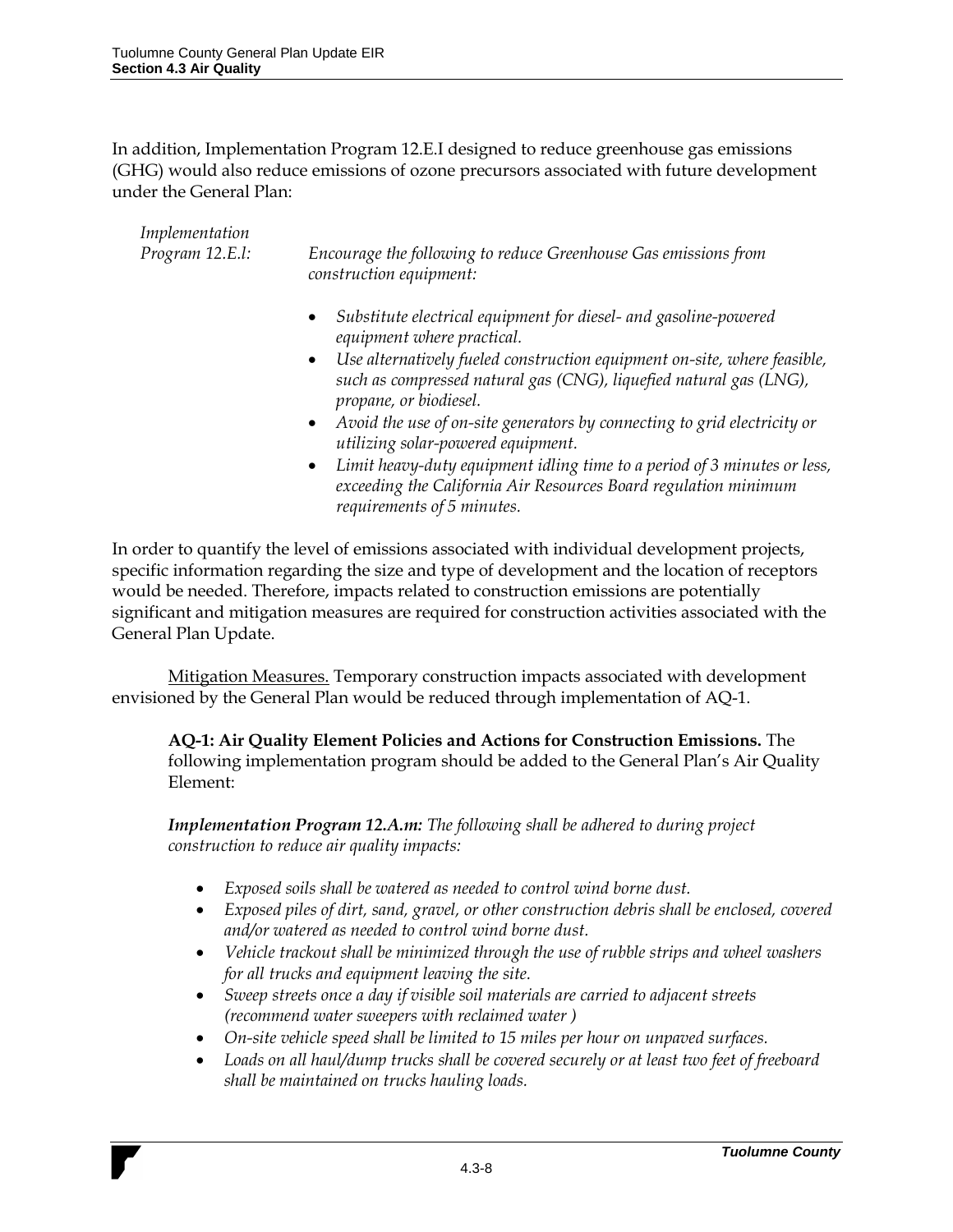In addition, Implementation Program 12.E.I designed to reduce greenhouse gas emissions (GHG) would also reduce emissions of ozone precursors associated with future development under the General Plan:

*Implementation Program 12.E.l:* *Encourage the following to reduce Greenhouse Gas emissions from construction equipment:*

- *Substitute electrical equipment for diesel- and gasoline-powered equipment where practical.*
- *Use alternatively fueled construction equipment on-site, where feasible, such as compressed natural gas (CNG), liquefied natural gas (LNG), propane, or biodiesel.*
- *Avoid the use of on-site generators by connecting to grid electricity or utilizing solar-powered equipment.*
- *Limit heavy-duty equipment idling time to a period of 3 minutes or less, exceeding the California Air Resources Board regulation minimum requirements of 5 minutes.*

In order to quantify the level of emissions associated with individual development projects, specific information regarding the size and type of development and the location of receptors would be needed. Therefore, impacts related to construction emissions are potentially significant and mitigation measures are required for construction activities associated with the General Plan Update.

Mitigation Measures. Temporary construction impacts associated with development envisioned by the General Plan would be reduced through implementation of AQ-1.

**AQ-1: Air Quality Element Policies and Actions for Construction Emissions.** The following implementation program should be added to the General Plan's Air Quality Element:

***Implementation Program 12.A.m:*** *The following shall be adhered to during project construction to reduce air quality impacts:*

- *Exposed soils shall be watered as needed to control wind borne dust.*
- *Exposed piles of dirt, sand, gravel, or other construction debris shall be enclosed, covered and/or watered as needed to control wind borne dust.*
- *Vehicle trackout shall be minimized through the use of rubble strips and wheel washers for all trucks and equipment leaving the site.*
- *Sweep streets once a day if visible soil materials are carried to adjacent streets (recommend water sweepers with reclaimed water )*
- *On-site vehicle speed shall be limited to 15 miles per hour on unpaved surfaces.*
- *Loads on all haul/dump trucks shall be covered securely or at least two feet of freeboard shall be maintained on trucks hauling loads.*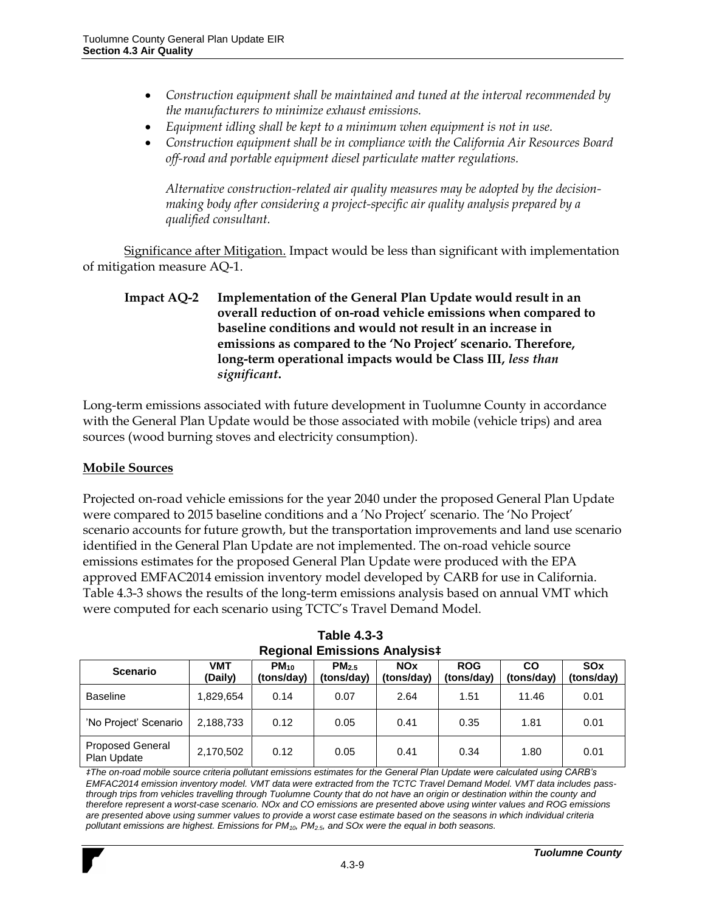- *Construction equipment shall be maintained and tuned at the interval recommended by the manufacturers to minimize exhaust emissions.*
- *Equipment idling shall be kept to a minimum when equipment is not in use.*
- *Construction equipment shall be in compliance with the California Air Resources Board off-road and portable equipment diesel particulate matter regulations.*

  *Alternative construction-related air quality measures may be adopted by the decision-making body after considering a project-specific air quality analysis prepared by a qualified consultant.*

Significance after Mitigation. Impact would be less than significant with implementation of mitigation measure AQ-1.

**Impact AQ-2 Implementation of the General Plan Update would result in an overall reduction of on-road vehicle emissions when compared to baseline conditions and would not result in an increase in emissions as compared to the 'No Project' scenario. Therefore, long-term operational impacts would be Class III, *less than significant*.**

Long-term emissions associated with future development in Tuolumne County in accordance with the General Plan Update would be those associated with mobile (vehicle trips) and area sources (wood burning stoves and electricity consumption).

**Mobile Sources**

Projected on-road vehicle emissions for the year 2040 under the proposed General Plan Update were compared to 2015 baseline conditions and a 'No Project' scenario. The 'No Project' scenario accounts for future growth, but the transportation improvements and land use scenario identified in the General Plan Update are not implemented. The on-road vehicle source emissions estimates for the proposed General Plan Update were produced with the EPA approved EMFAC2014 emission inventory model developed by CARB for use in California. Table 4.3-3 shows the results of the long-term emissions analysis based on annual VMT which were computed for each scenario using TCTC's Travel Demand Model.

**Table 4.3-3**
**Regional Emissions Analysis‡**

| Scenario | VMT (Daily) | $PM_{10}$ (tons/day) | $PM_{2.5}$ (tons/day) | NOx (tons/day) | ROG (tons/day) | CO (tons/day) | SOx (tons/day) |
|---|---|---|---|---|---|---|---|
| Baseline | 1,829,654 | 0.14 | 0.07 | 2.64 | 1.51 | 11.46 | 0.01 |
| 'No Project' Scenario | 2,188,733 | 0.12 | 0.05 | 0.41 | 0.35 | 1.81 | 0.01 |
| Proposed General Plan Update | 2,170,502 | 0.12 | 0.05 | 0.41 | 0.34 | 1.80 | 0.01 |

*‡The on-road mobile source criteria pollutant emissions estimates for the General Plan Update were calculated using CARB's EMFAC2014 emission inventory model. VMT data were extracted from the TCTC Travel Demand Model. VMT data includes pass-through trips from vehicles travelling through Tuolumne County that do not have an origin or destination within the county and therefore represent a worst-case scenario. NOx and CO emissions are presented above using winter values and ROG emissions are presented above using summer values to provide a worst case estimate based on the seasons in which individual criteria pollutant emissions are highest. Emissions for $PM_{10}$, $PM_{2.5}$, and SOx were the equal in both seasons.*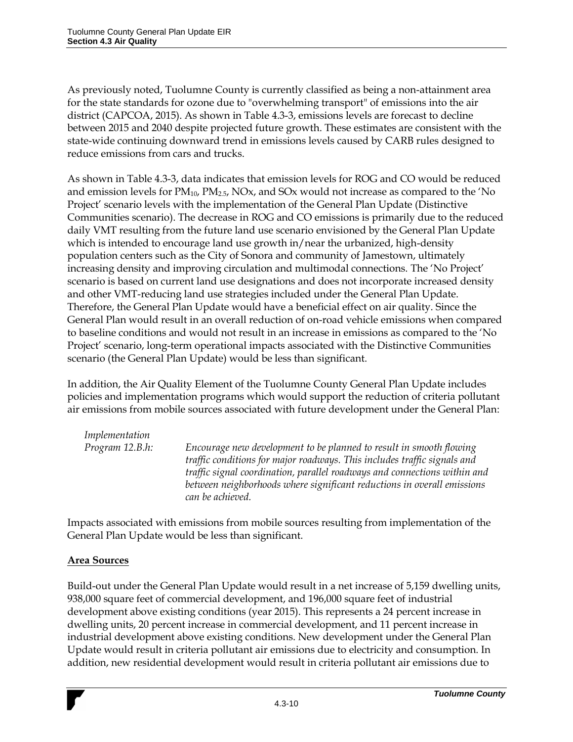As previously noted, Tuolumne County is currently classified as being a non-attainment area for the state standards for ozone due to "overwhelming transport" of emissions into the air district (CAPCOA, 2015). As shown in Table 4.3-3, emissions levels are forecast to decline between 2015 and 2040 despite projected future growth. These estimates are consistent with the state-wide continuing downward trend in emissions levels caused by CARB rules designed to reduce emissions from cars and trucks.

As shown in Table 4.3-3, data indicates that emission levels for ROG and CO would be reduced and emission levels for $PM_{10}$, $PM_{2.5}$, NOx, and SOx would not increase as compared to the 'No Project' scenario levels with the implementation of the General Plan Update (Distinctive Communities scenario). The decrease in ROG and CO emissions is primarily due to the reduced daily VMT resulting from the future land use scenario envisioned by the General Plan Update which is intended to encourage land use growth in/near the urbanized, high-density population centers such as the City of Sonora and community of Jamestown, ultimately increasing density and improving circulation and multimodal connections. The 'No Project' scenario is based on current land use designations and does not incorporate increased density and other VMT-reducing land use strategies included under the General Plan Update. Therefore, the General Plan Update would have a beneficial effect on air quality. Since the General Plan would result in an overall reduction of on-road vehicle emissions when compared to baseline conditions and would not result in an increase in emissions as compared to the 'No Project' scenario, long-term operational impacts associated with the Distinctive Communities scenario (the General Plan Update) would be less than significant.

In addition, the Air Quality Element of the Tuolumne County General Plan Update includes policies and implementation programs which would support the reduction of criteria pollutant air emissions from mobile sources associated with future development under the General Plan:

*Implementation Program 12.B.h:* *Encourage new development to be planned to result in smooth flowing traffic conditions for major roadways. This includes traffic signals and traffic signal coordination, parallel roadways and connections within and between neighborhoods where significant reductions in overall emissions can be achieved.*

Impacts associated with emissions from mobile sources resulting from implementation of the General Plan Update would be less than significant.

**Area Sources**

Build-out under the General Plan Update would result in a net increase of 5,159 dwelling units, 938,000 square feet of commercial development, and 196,000 square feet of industrial development above existing conditions (year 2015). This represents a 24 percent increase in dwelling units, 20 percent increase in commercial development, and 11 percent increase in industrial development above existing conditions. New development under the General Plan Update would result in criteria pollutant air emissions due to electricity and consumption. In addition, new residential development would result in criteria pollutant air emissions due to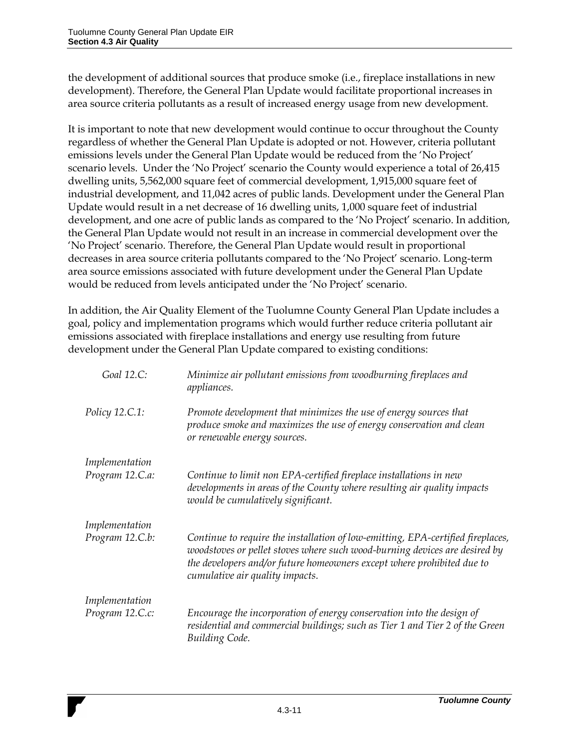the development of additional sources that produce smoke (i.e., fireplace installations in new development). Therefore, the General Plan Update would facilitate proportional increases in area source criteria pollutants as a result of increased energy usage from new development.

It is important to note that new development would continue to occur throughout the County regardless of whether the General Plan Update is adopted or not. However, criteria pollutant emissions levels under the General Plan Update would be reduced from the 'No Project' scenario levels. Under the 'No Project' scenario the County would experience a total of 26,415 dwelling units, 5,562,000 square feet of commercial development, 1,915,000 square feet of industrial development, and 11,042 acres of public lands. Development under the General Plan Update would result in a net decrease of 16 dwelling units, 1,000 square feet of industrial development, and one acre of public lands as compared to the 'No Project' scenario. In addition, the General Plan Update would not result in an increase in commercial development over the 'No Project' scenario. Therefore, the General Plan Update would result in proportional decreases in area source criteria pollutants compared to the 'No Project' scenario. Long-term area source emissions associated with future development under the General Plan Update would be reduced from levels anticipated under the 'No Project' scenario.

In addition, the Air Quality Element of the Tuolumne County General Plan Update includes a goal, policy and implementation programs which would further reduce criteria pollutant air emissions associated with fireplace installations and energy use resulting from future development under the General Plan Update compared to existing conditions:

*Goal 12.C:* *Minimize air pollutant emissions from woodburning fireplaces and appliances.*

*Policy 12.C.1:* *Promote development that minimizes the use of energy sources that produce smoke and maximizes the use of energy conservation and clean or renewable energy sources.*

*Implementation Program 12.C.a:* *Continue to limit non EPA-certified fireplace installations in new developments in areas of the County where resulting air quality impacts would be cumulatively significant.*

*Implementation Program 12.C.b:* *Continue to require the installation of low-emitting, EPA-certified fireplaces, woodstoves or pellet stoves where such wood-burning devices are desired by the developers and/or future homeowners except where prohibited due to cumulative air quality impacts.*

*Implementation Program 12.C.c:* *Encourage the incorporation of energy conservation into the design of residential and commercial buildings; such as Tier 1 and Tier 2 of the Green Building Code.*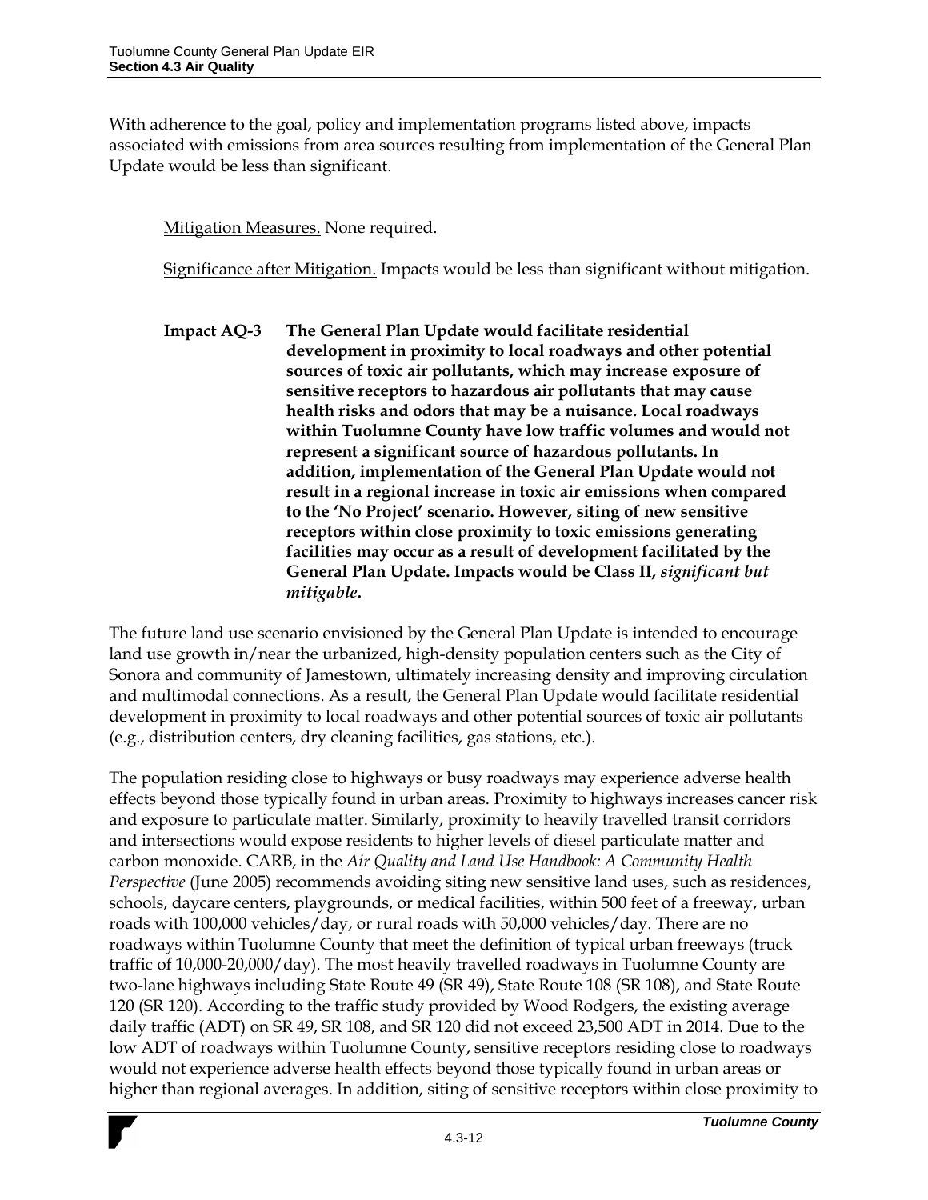With adherence to the goal, policy and implementation programs listed above, impacts associated with emissions from area sources resulting from implementation of the General Plan Update would be less than significant.

Mitigation Measures. None required.

Significance after Mitigation. Impacts would be less than significant without mitigation.

**Impact AQ-3 The General Plan Update would facilitate residential development in proximity to local roadways and other potential sources of toxic air pollutants, which may increase exposure of sensitive receptors to hazardous air pollutants that may cause health risks and odors that may be a nuisance. Local roadways within Tuolumne County have low traffic volumes and would not represent a significant source of hazardous pollutants. In addition, implementation of the General Plan Update would not result in a regional increase in toxic air emissions when compared to the 'No Project' scenario. However, siting of new sensitive receptors within close proximity to toxic emissions generating facilities may occur as a result of development facilitated by the General Plan Update. Impacts would be Class II, *significant but mitigable*.**

The future land use scenario envisioned by the General Plan Update is intended to encourage land use growth in/near the urbanized, high-density population centers such as the City of Sonora and community of Jamestown, ultimately increasing density and improving circulation and multimodal connections. As a result, the General Plan Update would facilitate residential development in proximity to local roadways and other potential sources of toxic air pollutants (e.g., distribution centers, dry cleaning facilities, gas stations, etc.).

The population residing close to highways or busy roadways may experience adverse health effects beyond those typically found in urban areas. Proximity to highways increases cancer risk and exposure to particulate matter. Similarly, proximity to heavily travelled transit corridors and intersections would expose residents to higher levels of diesel particulate matter and carbon monoxide. CARB, in the *Air Quality and Land Use Handbook: A Community Health Perspective* (June 2005) recommends avoiding siting new sensitive land uses, such as residences, schools, daycare centers, playgrounds, or medical facilities, within 500 feet of a freeway, urban roads with 100,000 vehicles/day, or rural roads with 50,000 vehicles/day. There are no roadways within Tuolumne County that meet the definition of typical urban freeways (truck traffic of 10,000-20,000/day). The most heavily travelled roadways in Tuolumne County are two-lane highways including State Route 49 (SR 49), State Route 108 (SR 108), and State Route 120 (SR 120). According to the traffic study provided by Wood Rodgers, the existing average daily traffic (ADT) on SR 49, SR 108, and SR 120 did not exceed 23,500 ADT in 2014. Due to the low ADT of roadways within Tuolumne County, sensitive receptors residing close to roadways would not experience adverse health effects beyond those typically found in urban areas or higher than regional averages. In addition, siting of sensitive receptors within close proximity to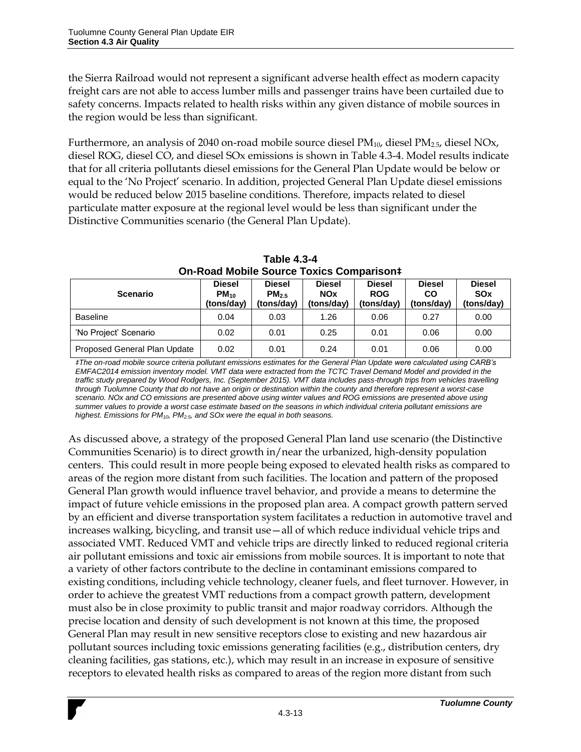the Sierra Railroad would not represent a significant adverse health effect as modern capacity freight cars are not able to access lumber mills and passenger trains have been curtailed due to safety concerns. Impacts related to health risks within any given distance of mobile sources in the region would be less than significant.

Furthermore, an analysis of 2040 on-road mobile source diesel $PM_{10}$, diesel $PM_{2.5}$, diesel NOx, diesel ROG, diesel CO, and diesel SOx emissions is shown in Table 4.3-4. Model results indicate that for all criteria pollutants diesel emissions for the General Plan Update would be below or equal to the 'No Project' scenario. In addition, projected General Plan Update diesel emissions would be reduced below 2015 baseline conditions. Therefore, impacts related to diesel particulate matter exposure at the regional level would be less than significant under the Distinctive Communities scenario (the General Plan Update).

**Table 4.3-4**
**On-Road Mobile Source Toxics Comparison‡**

| Scenario | Diesel $PM_{10}$ (tons/day) | Diesel $PM_{2.5}$ (tons/day) | Diesel NOx (tons/day) | Diesel ROG (tons/day) | Diesel CO (tons/day) | Diesel SOx (tons/day) |
|---|---|---|---|---|---|---|
| Baseline | 0.04 | 0.03 | 1.26 | 0.06 | 0.27 | 0.00 |
| 'No Project' Scenario | 0.02 | 0.01 | 0.25 | 0.01 | 0.06 | 0.00 |
| Proposed General Plan Update | 0.02 | 0.01 | 0.24 | 0.01 | 0.06 | 0.00 |

*‡The on-road mobile source criteria pollutant emissions estimates for the General Plan Update were calculated using CARB's EMFAC2014 emission inventory model. VMT data were extracted from the TCTC Travel Demand Model and provided in the traffic study prepared by Wood Rodgers, Inc. (September 2015). VMT data includes pass-through trips from vehicles travelling through Tuolumne County that do not have an origin or destination within the county and therefore represent a worst-case scenario. NOx and CO emissions are presented above using winter values and ROG emissions are presented above using summer values to provide a worst case estimate based on the seasons in which individual criteria pollutant emissions are highest. Emissions for $PM_{10}$, $PM_{2.5}$, and SOx were the equal in both seasons.*

As discussed above, a strategy of the proposed General Plan land use scenario (the Distinctive Communities Scenario) is to direct growth in/near the urbanized, high-density population centers. This could result in more people being exposed to elevated health risks as compared to areas of the region more distant from such facilities. The location and pattern of the proposed General Plan growth would influence travel behavior, and provide a means to determine the impact of future vehicle emissions in the proposed plan area. A compact growth pattern served by an efficient and diverse transportation system facilitates a reduction in automotive travel and increases walking, bicycling, and transit use—all of which reduce individual vehicle trips and associated VMT. Reduced VMT and vehicle trips are directly linked to reduced regional criteria air pollutant emissions and toxic air emissions from mobile sources. It is important to note that a variety of other factors contribute to the decline in contaminant emissions compared to existing conditions, including vehicle technology, cleaner fuels, and fleet turnover. However, in order to achieve the greatest VMT reductions from a compact growth pattern, development must also be in close proximity to public transit and major roadway corridors. Although the precise location and density of such development is not known at this time, the proposed General Plan may result in new sensitive receptors close to existing and new hazardous air pollutant sources including toxic emissions generating facilities (e.g., distribution centers, dry cleaning facilities, gas stations, etc.), which may result in an increase in exposure of sensitive receptors to elevated health risks as compared to areas of the region more distant from such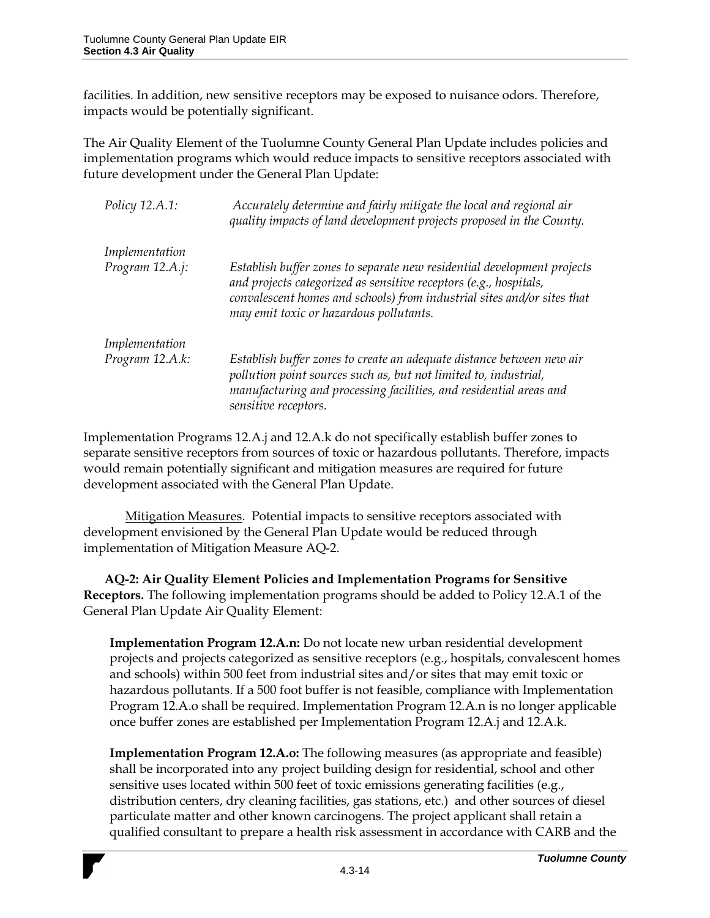facilities. In addition, new sensitive receptors may be exposed to nuisance odors. Therefore, impacts would be potentially significant.

The Air Quality Element of the Tuolumne County General Plan Update includes policies and implementation programs which would reduce impacts to sensitive receptors associated with future development under the General Plan Update:

| | |
|---|---|
| *Policy 12.A.1:* | *Accurately determine and fairly mitigate the local and regional air quality impacts of land development projects proposed in the County.* |
| *Implementation Program 12.A.j:* | *Establish buffer zones to separate new residential development projects and projects categorized as sensitive receptors (e.g., hospitals, convalescent homes and schools) from industrial sites and/or sites that may emit toxic or hazardous pollutants.* |
| *Implementation Program 12.A.k:* | *Establish buffer zones to create an adequate distance between new air pollution point sources such as, but not limited to, industrial, manufacturing and processing facilities, and residential areas and sensitive receptors.* |

Implementation Programs 12.A.j and 12.A.k do not specifically establish buffer zones to separate sensitive receptors from sources of toxic or hazardous pollutants. Therefore, impacts would remain potentially significant and mitigation measures are required for future development associated with the General Plan Update.

Mitigation Measures. Potential impacts to sensitive receptors associated with development envisioned by the General Plan Update would be reduced through implementation of Mitigation Measure AQ-2.

**AQ-2: Air Quality Element Policies and Implementation Programs for Sensitive Receptors.** The following implementation programs should be added to Policy 12.A.1 of the General Plan Update Air Quality Element:

**Implementation Program 12.A.n:** Do not locate new urban residential development projects and projects categorized as sensitive receptors (e.g., hospitals, convalescent homes and schools) within 500 feet from industrial sites and/or sites that may emit toxic or hazardous pollutants. If a 500 foot buffer is not feasible, compliance with Implementation Program 12.A.o shall be required. Implementation Program 12.A.n is no longer applicable once buffer zones are established per Implementation Program 12.A.j and 12.A.k.

**Implementation Program 12.A.o:** The following measures (as appropriate and feasible) shall be incorporated into any project building design for residential, school and other sensitive uses located within 500 feet of toxic emissions generating facilities (e.g., distribution centers, dry cleaning facilities, gas stations, etc.) and other sources of diesel particulate matter and other known carcinogens. The project applicant shall retain a qualified consultant to prepare a health risk assessment in accordance with CARB and the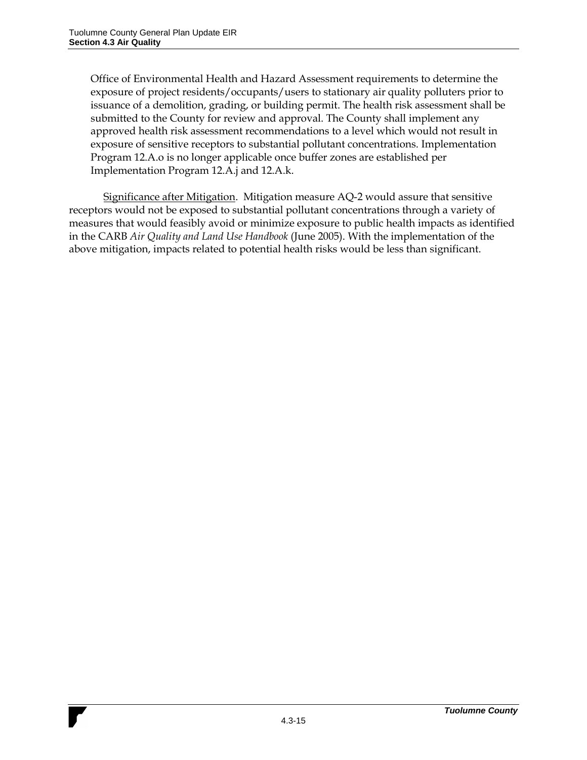Office of Environmental Health and Hazard Assessment requirements to determine the exposure of project residents/occupants/users to stationary air quality polluters prior to issuance of a demolition, grading, or building permit. The health risk assessment shall be submitted to the County for review and approval. The County shall implement any approved health risk assessment recommendations to a level which would not result in exposure of sensitive receptors to substantial pollutant concentrations. Implementation Program 12.A.o is no longer applicable once buffer zones are established per Implementation Program 12.A.j and 12.A.k.

<u>Significance after Mitigation</u>. Mitigation measure AQ-2 would assure that sensitive receptors would not be exposed to substantial pollutant concentrations through a variety of measures that would feasibly avoid or minimize exposure to public health impacts as identified in the CARB *Air Quality and Land Use Handbook* (June 2005). With the implementation of the above mitigation, impacts related to potential health risks would be less than significant.